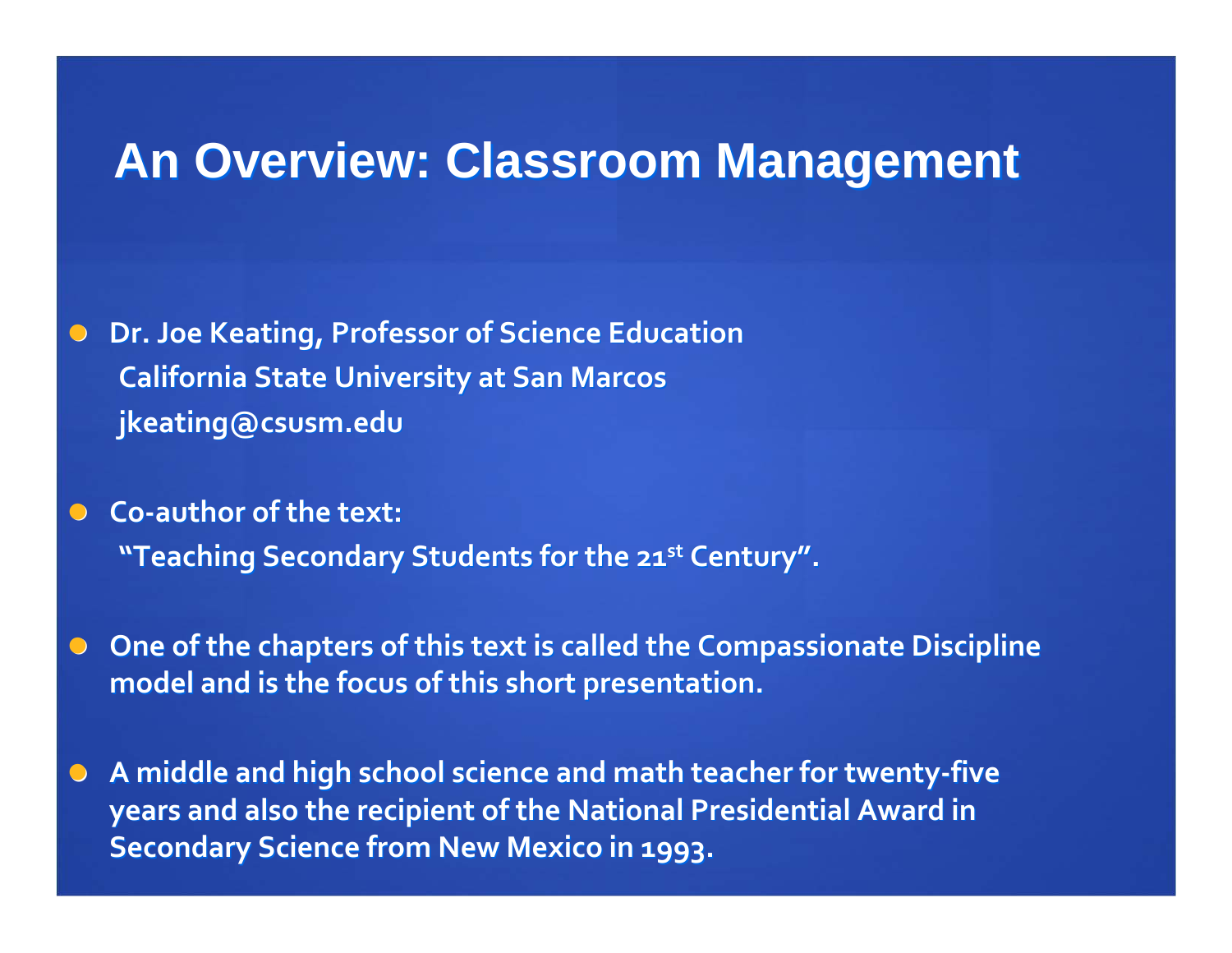# An Overview: Classroom Management

- **Dr. Joe Keating, Professor of Science Education**
  **California State University at San Marcos**
  **jkeating@csusm.edu**

- **Co-author of the text:**
  **"Teaching Secondary Students for the 21st Century".**

- **One of the chapters of this text is called the Compassionate Discipline model and is the focus of this short presentation.**

- **A middle and high school science and math teacher for twenty-five years and also the recipient of the National Presidential Award in Secondary Science from New Mexico in 1993.**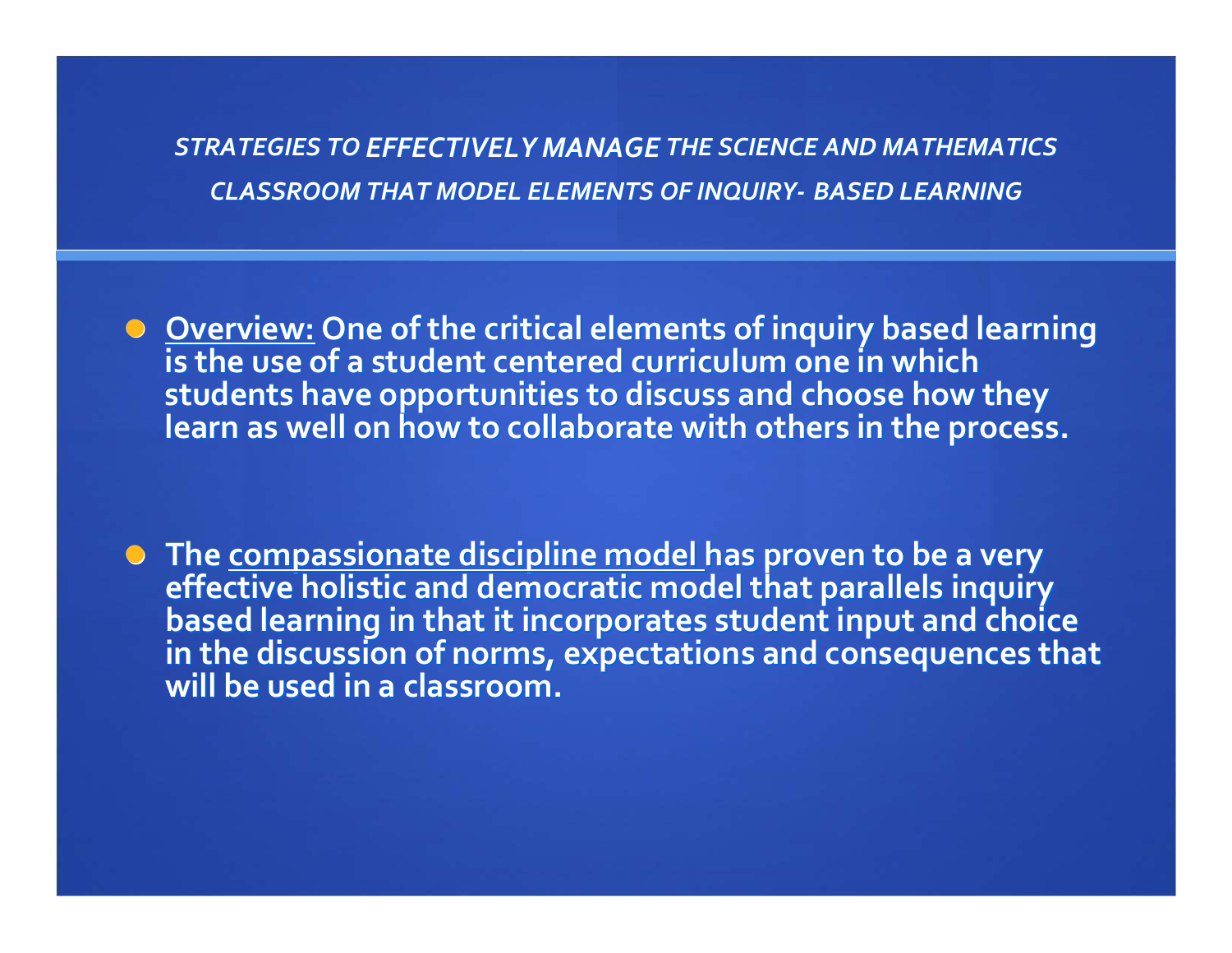## *STRATEGIES TO EFFECTIVELY MANAGE THE SCIENCE AND MATHEMATICS CLASSROOM THAT MODEL ELEMENTS OF INQUIRY- BASED LEARNING*

- **<u>Overview:</u> One of the critical elements of inquiry based learning is the use of a student centered curriculum one in which students have opportunities to discuss and choose how they learn as well on how to collaborate with others in the process.**

- **The <u>compassionate discipline model</u> has proven to be a very effective holistic and democratic model that parallels inquiry based learning in that it incorporates student input and choice in the discussion of norms, expectations and consequences that will be used in a classroom.**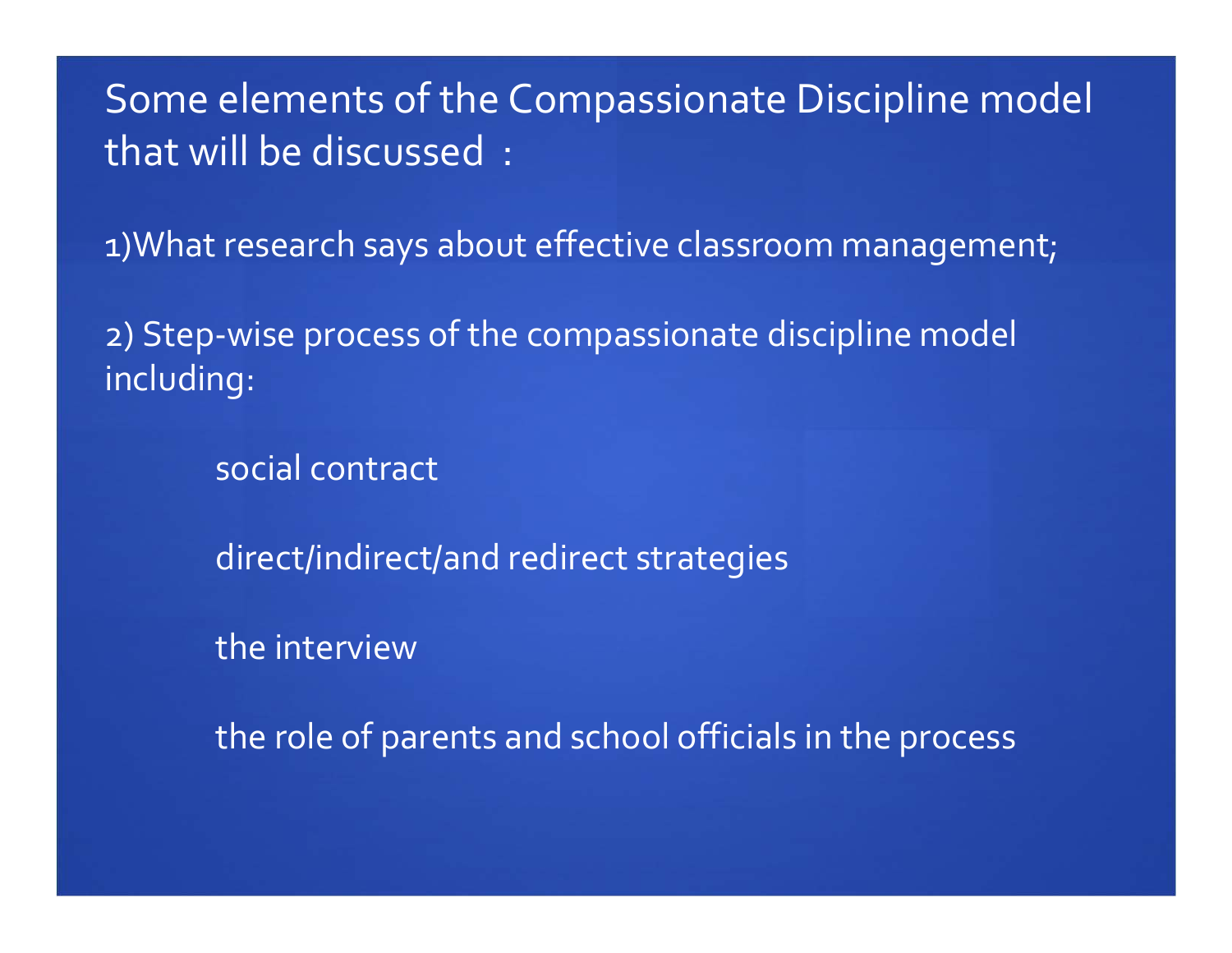# Some elements of the Compassionate Discipline model that will be discussed :

1)What research says about effective classroom management;

2) Step-wise process of the compassionate discipline model including:

- social contract
- direct/indirect/and redirect strategies
- the interview
- the role of parents and school officials in the process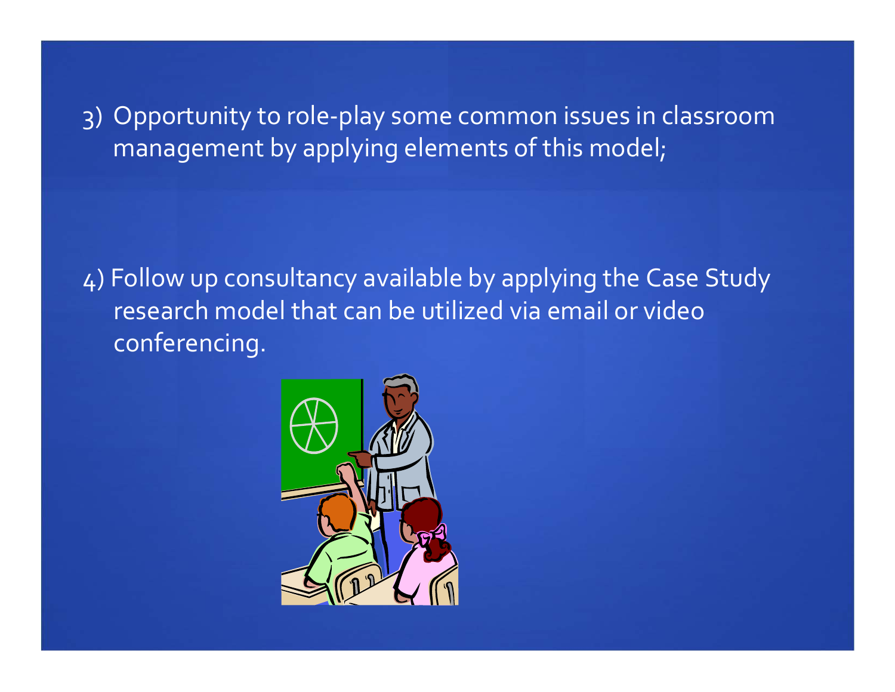3) Opportunity to role-play some common issues in classroom management by applying elements of this model;

4) Follow up consultancy available by applying the Case Study research model that can be utilized via email or video conferencing.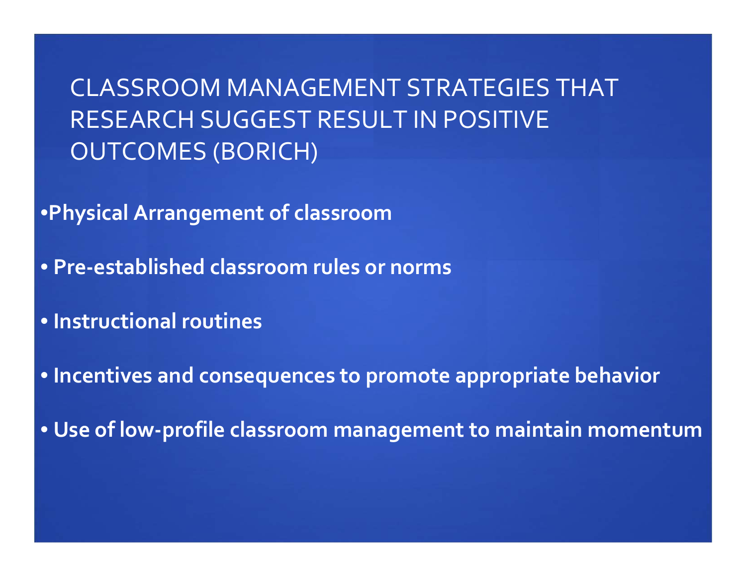# CLASSROOM MANAGEMENT STRATEGIES THAT RESEARCH SUGGEST RESULT IN POSITIVE OUTCOMES (BORICH)

- **Physical Arrangement of classroom**
- **Pre-established classroom rules or norms**
- **Instructional routines**
- **Incentives and consequences to promote appropriate behavior**
- **Use of low-profile classroom management to maintain momentum**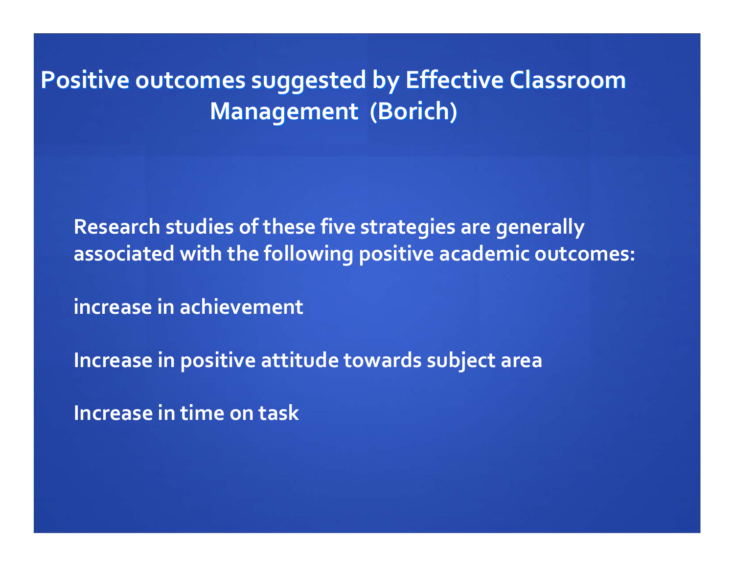# Positive outcomes suggested by Effective Classroom Management (Borich)

Research studies of these five strategies are generally associated with the following positive academic outcomes:

increase in achievement

Increase in positive attitude towards subject area

Increase in time on task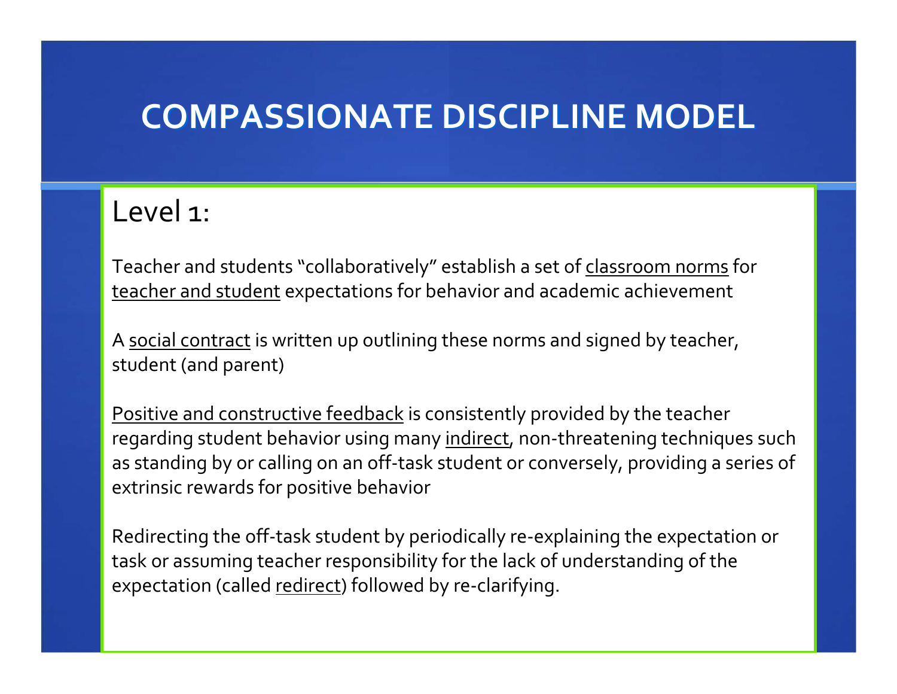# COMPASSIONATE DISCIPLINE MODEL

## Level 1:

Teacher and students "collaboratively" establish a set of <u>classroom norms</u> for <u>teacher and student</u> expectations for behavior and academic achievement

A <u>social contract</u> is written up outlining these norms and signed by teacher, student (and parent)

<u>Positive and constructive feedback</u> is consistently provided by the teacher regarding student behavior using many <u>indirect</u>, non-threatening techniques such as standing by or calling on an off-task student or conversely, providing a series of extrinsic rewards for positive behavior

Redirecting the off-task student by periodically re-explaining the expectation or task or assuming teacher responsibility for the lack of understanding of the expectation (called <u>redirect</u>) followed by re-clarifying.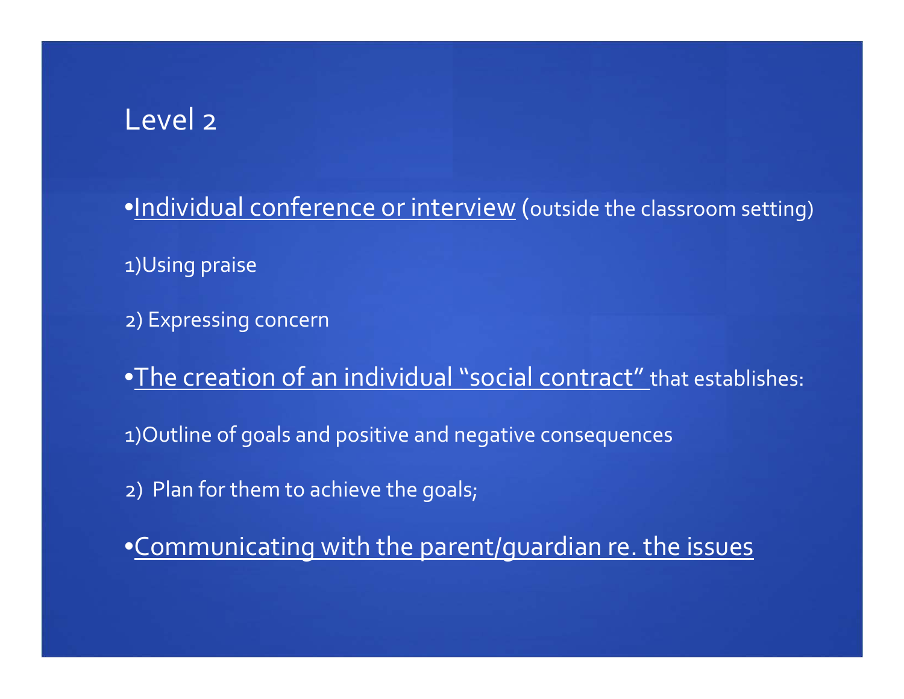# Level 2

- <u>Individual conference or interview</u> (outside the classroom setting)

1)Using praise

2) Expressing concern

- <u>The creation of an individual "social contract"</u> that establishes:

1)Outline of goals and positive and negative consequences

2) Plan for them to achieve the goals;

- <u>Communicating with the parent/guardian re. the issues</u>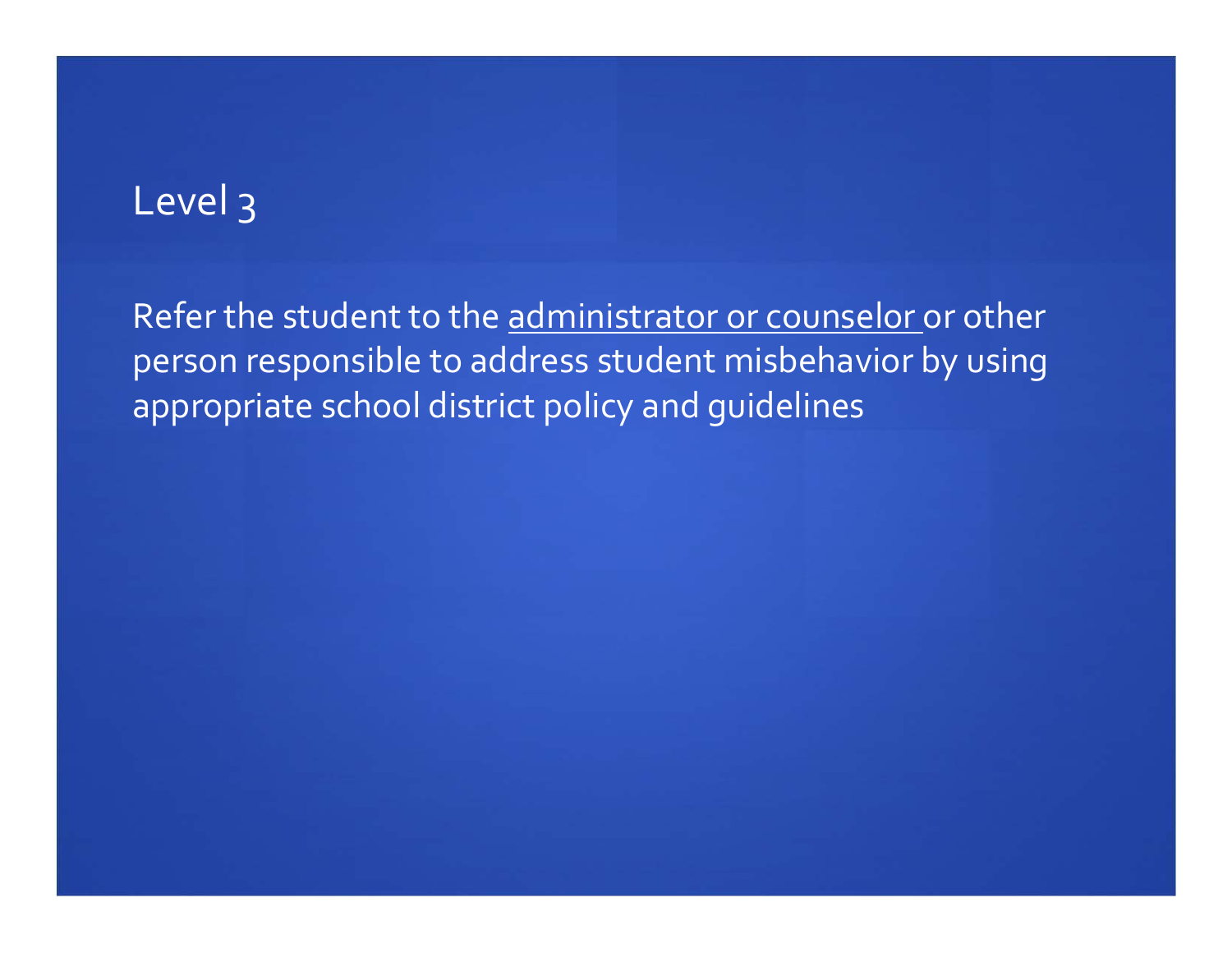# Level 3

Refer the student to the <u>administrator or counselor</u> or other person responsible to address student misbehavior by using appropriate school district policy and guidelines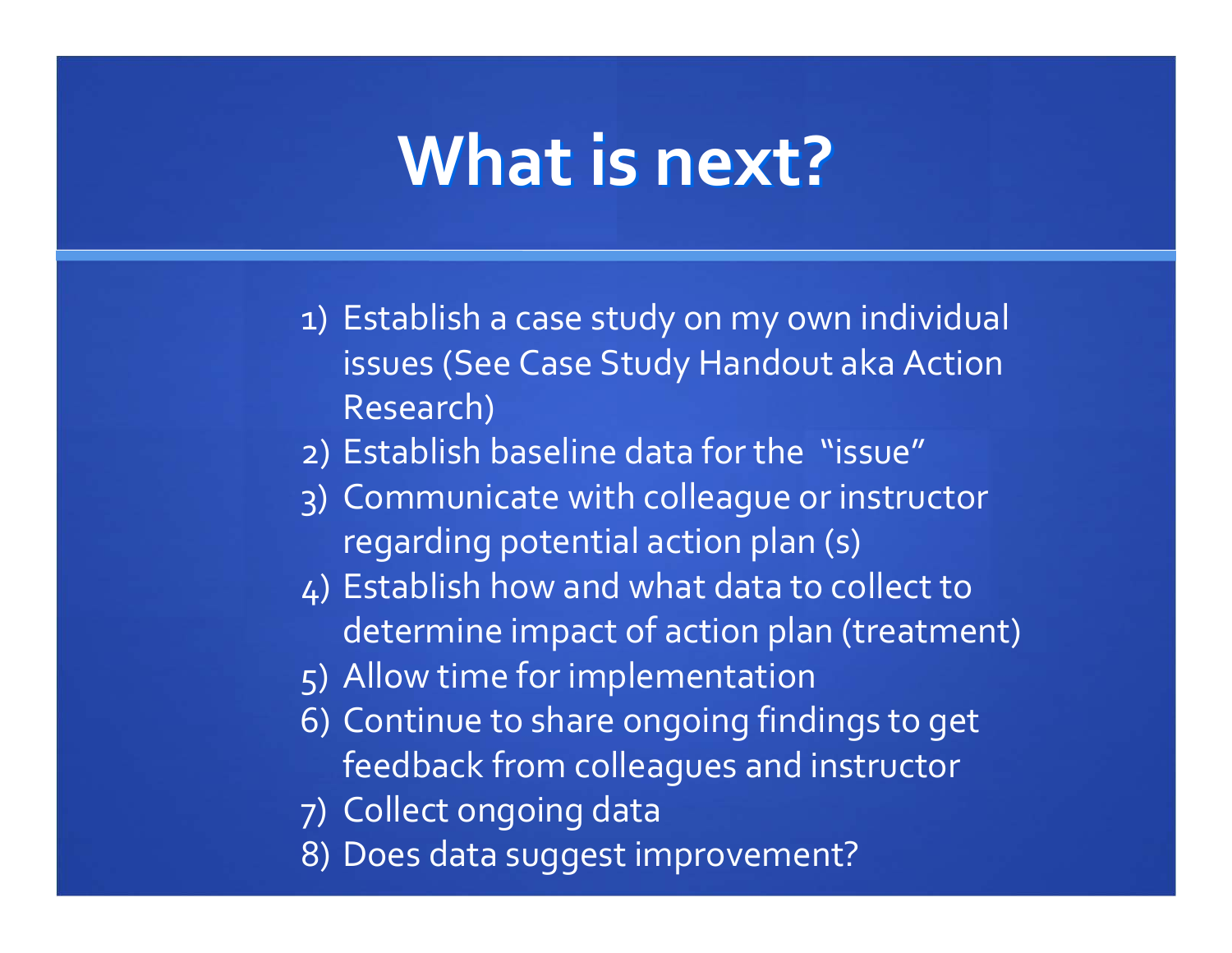# What is next?

1) Establish a case study on my own individual issues (See Case Study Handout aka Action Research)
2) Establish baseline data for the "issue"
3) Communicate with colleague or instructor regarding potential action plan (s)
4) Establish how and what data to collect to determine impact of action plan (treatment)
5) Allow time for implementation
6) Continue to share ongoing findings to get feedback from colleagues and instructor
7) Collect ongoing data
8) Does data suggest improvement?